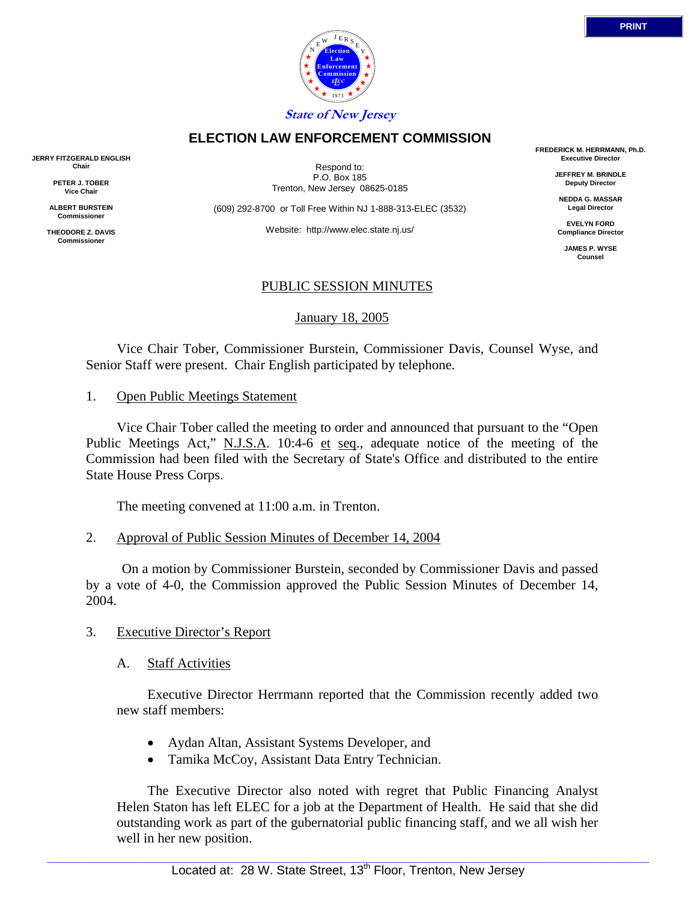PRINT

State of New Jersey

# ELECTION LAW ENFORCEMENT COMMISSION

**JERRY FITZGERALD ENGLISH**
**Chair**

**PETER J. TOBER**
**Vice Chair**

**ALBERT BURSTEIN**
**Commissioner**

**THEODORE Z. DAVIS**
**Commissioner**

Respond to:
P.O. Box 185
Trenton, New Jersey 08625-0185

(609) 292-8700 or Toll Free Within NJ 1-888-313-ELEC (3532)

Website: http://www.elec.state.nj.us/

**FREDERICK M. HERRMANN, Ph.D.**
**Executive Director**

**JEFFREY M. BRINDLE**
**Deputy Director**

**NEDDA G. MASSAR**
**Legal Director**

**EVELYN FORD**
**Compliance Director**

**JAMES P. WYSE**
**Counsel**

## PUBLIC SESSION MINUTES

January 18, 2005

Vice Chair Tober, Commissioner Burstein, Commissioner Davis, Counsel Wyse, and Senior Staff were present. Chair English participated by telephone.

1. Open Public Meetings Statement

Vice Chair Tober called the meeting to order and announced that pursuant to the "Open Public Meetings Act," N.J.S.A. 10:4-6 et seq., adequate notice of the meeting of the Commission had been filed with the Secretary of State's Office and distributed to the entire State House Press Corps.

The meeting convened at 11:00 a.m. in Trenton.

2. Approval of Public Session Minutes of December 14, 2004

On a motion by Commissioner Burstein, seconded by Commissioner Davis and passed by a vote of 4-0, the Commission approved the Public Session Minutes of December 14, 2004.

3. Executive Director's Report

A. Staff Activities

Executive Director Herrmann reported that the Commission recently added two new staff members:

- Aydan Altan, Assistant Systems Developer, and
- Tamika McCoy, Assistant Data Entry Technician.

The Executive Director also noted with regret that Public Financing Analyst Helen Staton has left ELEC for a job at the Department of Health. He said that she did outstanding work as part of the gubernatorial public financing staff, and we all wish her well in her new position.

Located at: 28 W. State Street, 13th Floor, Trenton, New Jersey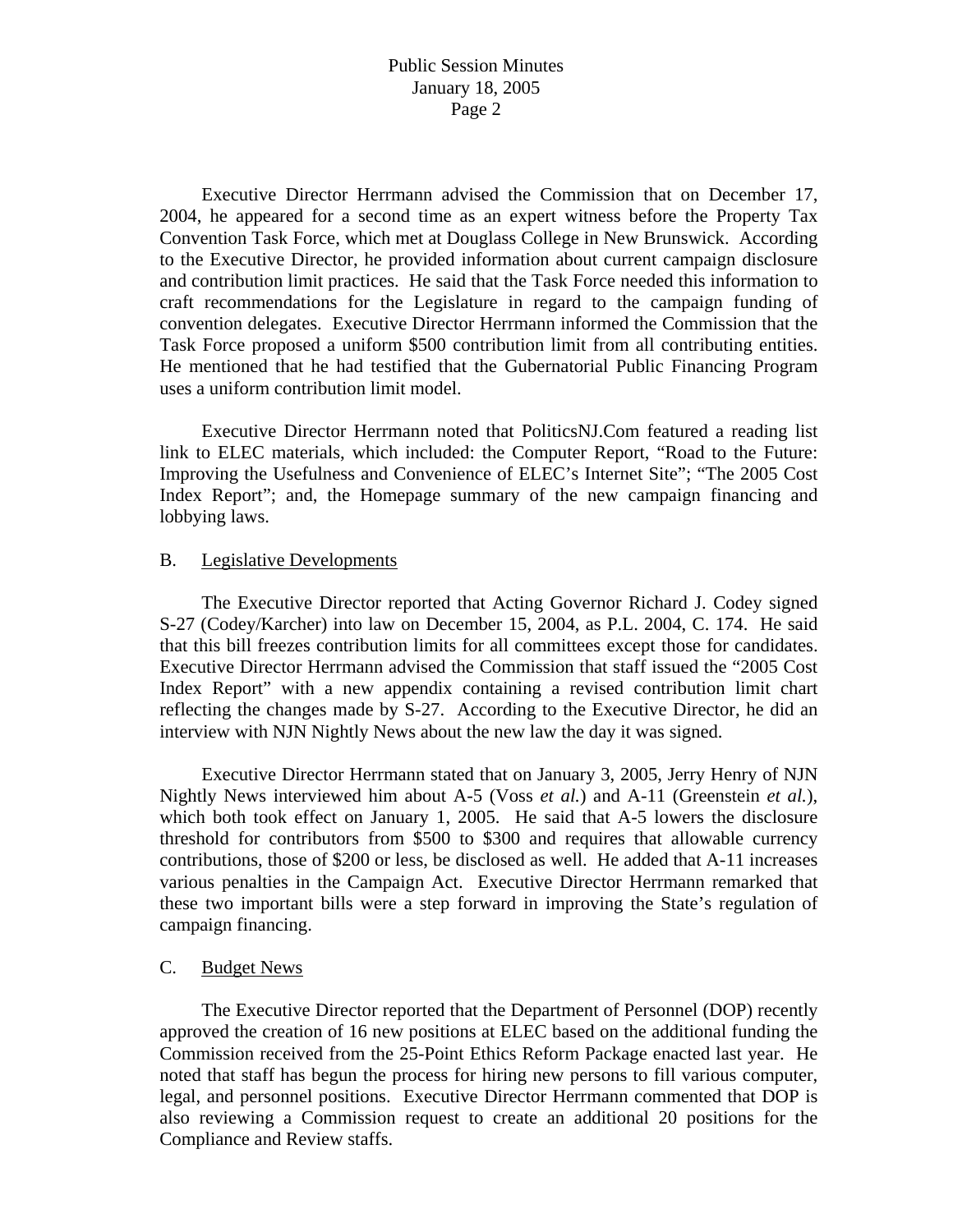Executive Director Herrmann advised the Commission that on December 17, 2004, he appeared for a second time as an expert witness before the Property Tax Convention Task Force, which met at Douglass College in New Brunswick. According to the Executive Director, he provided information about current campaign disclosure and contribution limit practices. He said that the Task Force needed this information to craft recommendations for the Legislature in regard to the campaign funding of convention delegates. Executive Director Herrmann informed the Commission that the Task Force proposed a uniform $500 contribution limit from all contributing entities. He mentioned that he had testified that the Gubernatorial Public Financing Program uses a uniform contribution limit model.

Executive Director Herrmann noted that PoliticsNJ.Com featured a reading list link to ELEC materials, which included: the Computer Report, "Road to the Future: Improving the Usefulness and Convenience of ELEC's Internet Site"; "The 2005 Cost Index Report"; and, the Homepage summary of the new campaign financing and lobbying laws.

B. Legislative Developments

The Executive Director reported that Acting Governor Richard J. Codey signed S-27 (Codey/Karcher) into law on December 15, 2004, as P.L. 2004, C. 174. He said that this bill freezes contribution limits for all committees except those for candidates. Executive Director Herrmann advised the Commission that staff issued the "2005 Cost Index Report" with a new appendix containing a revised contribution limit chart reflecting the changes made by S-27. According to the Executive Director, he did an interview with NJN Nightly News about the new law the day it was signed.

Executive Director Herrmann stated that on January 3, 2005, Jerry Henry of NJN Nightly News interviewed him about A-5 (Voss *et al.*) and A-11 (Greenstein *et al.*), which both took effect on January 1, 2005. He said that A-5 lowers the disclosure threshold for contributors from $500 to $300 and requires that allowable currency contributions, those of $200 or less, be disclosed as well. He added that A-11 increases various penalties in the Campaign Act. Executive Director Herrmann remarked that these two important bills were a step forward in improving the State's regulation of campaign financing.

C. Budget News

The Executive Director reported that the Department of Personnel (DOP) recently approved the creation of 16 new positions at ELEC based on the additional funding the Commission received from the 25-Point Ethics Reform Package enacted last year. He noted that staff has begun the process for hiring new persons to fill various computer, legal, and personnel positions. Executive Director Herrmann commented that DOP is also reviewing a Commission request to create an additional 20 positions for the Compliance and Review staffs.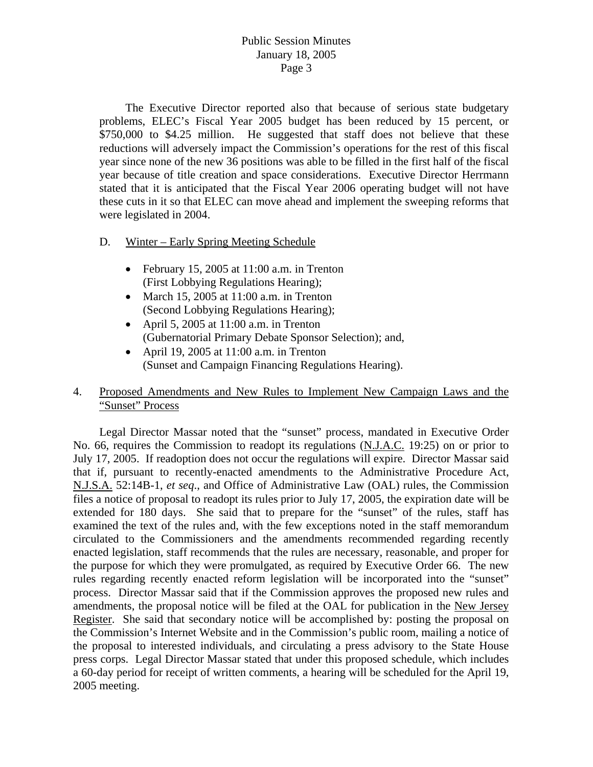The Executive Director reported also that because of serious state budgetary problems, ELEC's Fiscal Year 2005 budget has been reduced by 15 percent, or $750,000 to $4.25 million. He suggested that staff does not believe that these reductions will adversely impact the Commission's operations for the rest of this fiscal year since none of the new 36 positions was able to be filled in the first half of the fiscal year because of title creation and space considerations. Executive Director Herrmann stated that it is anticipated that the Fiscal Year 2006 operating budget will not have these cuts in it so that ELEC can move ahead and implement the sweeping reforms that were legislated in 2004.

D. Winter – Early Spring Meeting Schedule

- February 15, 2005 at 11:00 a.m. in Trenton (First Lobbying Regulations Hearing);
- March 15, 2005 at 11:00 a.m. in Trenton (Second Lobbying Regulations Hearing);
- April 5, 2005 at 11:00 a.m. in Trenton (Gubernatorial Primary Debate Sponsor Selection); and,
- April 19, 2005 at 11:00 a.m. in Trenton (Sunset and Campaign Financing Regulations Hearing).

4. Proposed Amendments and New Rules to Implement New Campaign Laws and the "Sunset" Process

Legal Director Massar noted that the "sunset" process, mandated in Executive Order No. 66, requires the Commission to readopt its regulations (N.J.A.C. 19:25) on or prior to July 17, 2005. If readoption does not occur the regulations will expire. Director Massar said that if, pursuant to recently-enacted amendments to the Administrative Procedure Act, N.J.S.A. 52:14B-1, *et seq*., and Office of Administrative Law (OAL) rules, the Commission files a notice of proposal to readopt its rules prior to July 17, 2005, the expiration date will be extended for 180 days. She said that to prepare for the "sunset" of the rules, staff has examined the text of the rules and, with the few exceptions noted in the staff memorandum circulated to the Commissioners and the amendments recommended regarding recently enacted legislation, staff recommends that the rules are necessary, reasonable, and proper for the purpose for which they were promulgated, as required by Executive Order 66. The new rules regarding recently enacted reform legislation will be incorporated into the "sunset" process. Director Massar said that if the Commission approves the proposed new rules and amendments, the proposal notice will be filed at the OAL for publication in the New Jersey Register. She said that secondary notice will be accomplished by: posting the proposal on the Commission's Internet Website and in the Commission's public room, mailing a notice of the proposal to interested individuals, and circulating a press advisory to the State House press corps. Legal Director Massar stated that under this proposed schedule, which includes a 60-day period for receipt of written comments, a hearing will be scheduled for the April 19, 2005 meeting.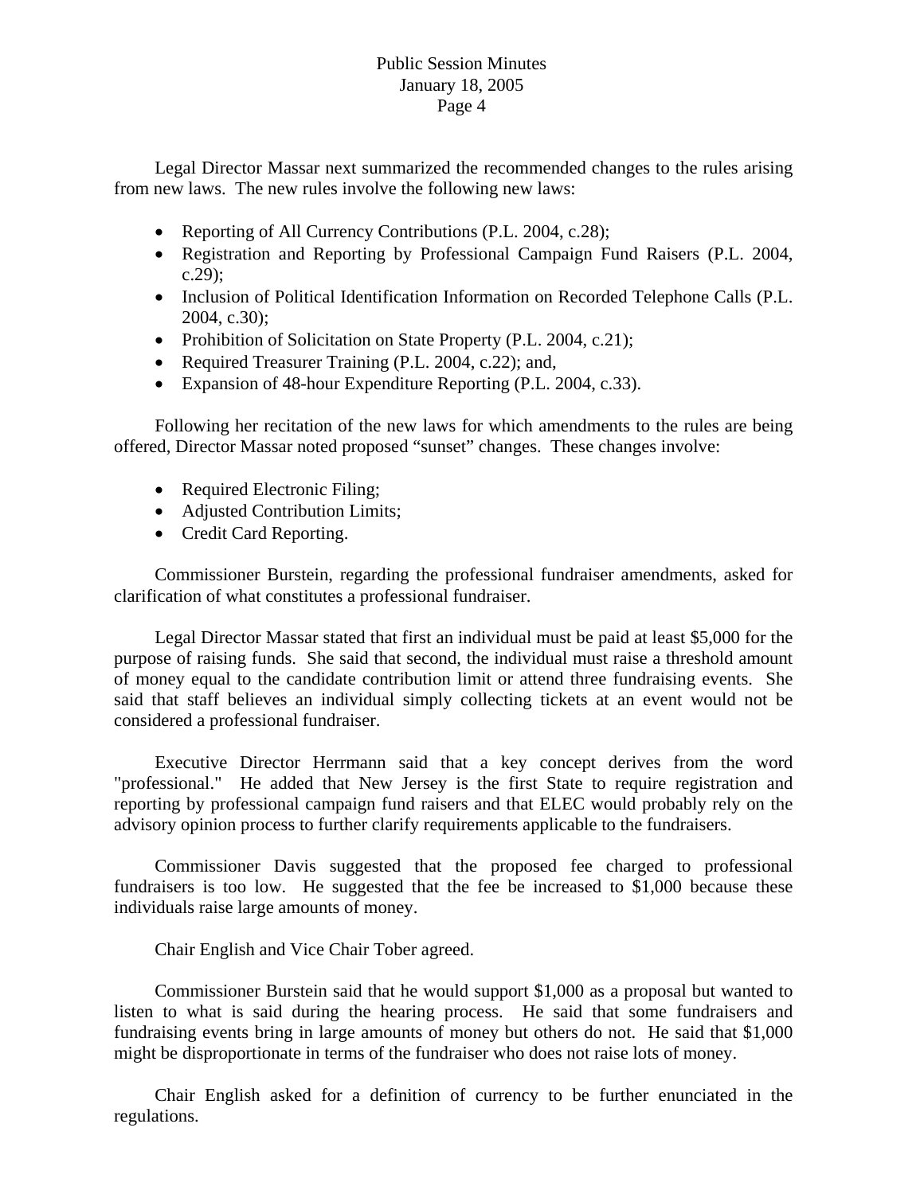Legal Director Massar next summarized the recommended changes to the rules arising from new laws. The new rules involve the following new laws:

- Reporting of All Currency Contributions (P.L. 2004, c.28);
- Registration and Reporting by Professional Campaign Fund Raisers (P.L. 2004, c.29);
- Inclusion of Political Identification Information on Recorded Telephone Calls (P.L. 2004, c.30);
- Prohibition of Solicitation on State Property (P.L. 2004, c.21);
- Required Treasurer Training (P.L. 2004, c.22); and,
- Expansion of 48-hour Expenditure Reporting (P.L. 2004, c.33).

Following her recitation of the new laws for which amendments to the rules are being offered, Director Massar noted proposed "sunset" changes. These changes involve:

- Required Electronic Filing;
- Adjusted Contribution Limits;
- Credit Card Reporting.

Commissioner Burstein, regarding the professional fundraiser amendments, asked for clarification of what constitutes a professional fundraiser.

Legal Director Massar stated that first an individual must be paid at least $5,000 for the purpose of raising funds. She said that second, the individual must raise a threshold amount of money equal to the candidate contribution limit or attend three fundraising events. She said that staff believes an individual simply collecting tickets at an event would not be considered a professional fundraiser.

Executive Director Herrmann said that a key concept derives from the word "professional." He added that New Jersey is the first State to require registration and reporting by professional campaign fund raisers and that ELEC would probably rely on the advisory opinion process to further clarify requirements applicable to the fundraisers.

Commissioner Davis suggested that the proposed fee charged to professional fundraisers is too low. He suggested that the fee be increased to $1,000 because these individuals raise large amounts of money.

Chair English and Vice Chair Tober agreed.

Commissioner Burstein said that he would support $1,000 as a proposal but wanted to listen to what is said during the hearing process. He said that some fundraisers and fundraising events bring in large amounts of money but others do not. He said that $1,000 might be disproportionate in terms of the fundraiser who does not raise lots of money.

Chair English asked for a definition of currency to be further enunciated in the regulations.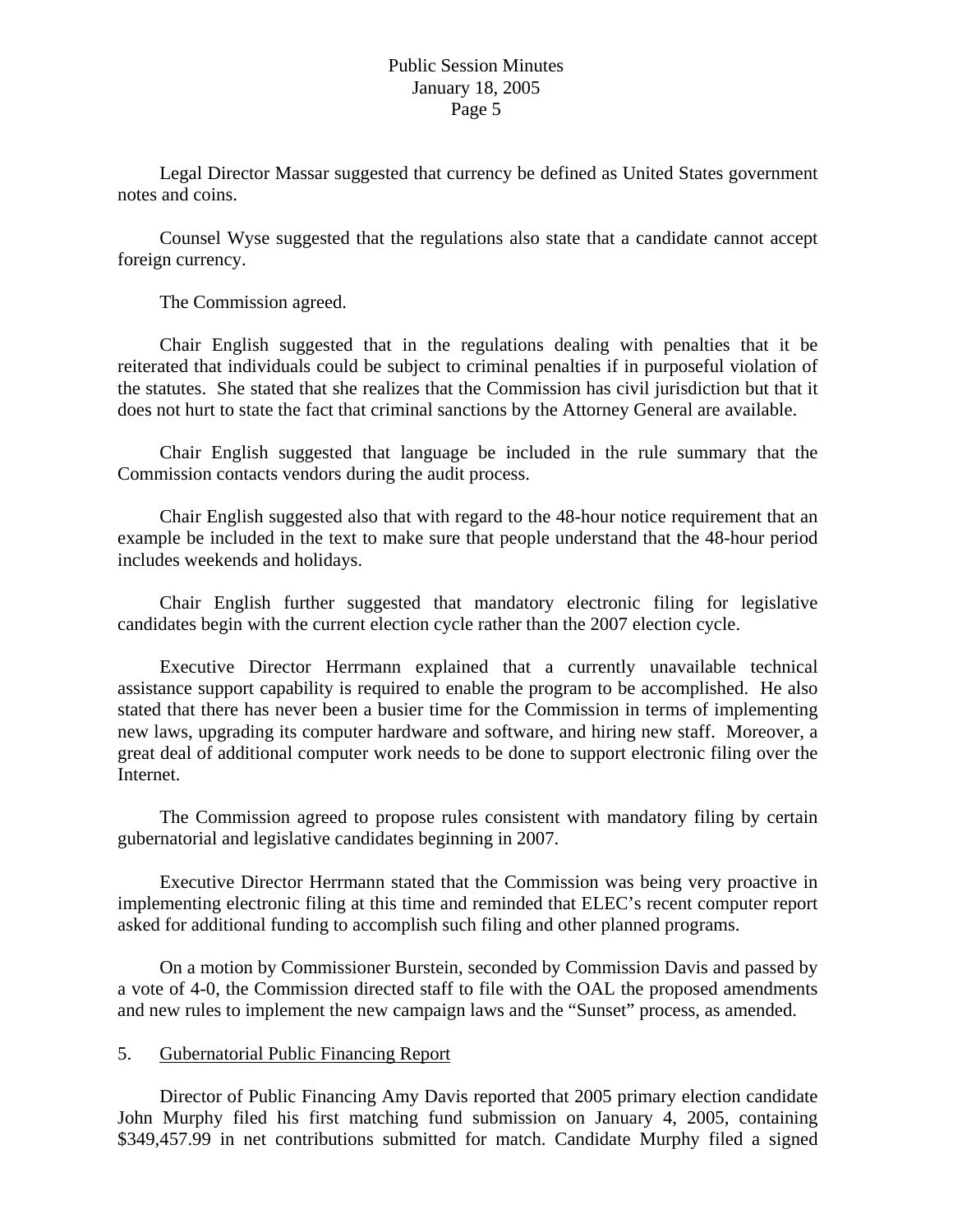Legal Director Massar suggested that currency be defined as United States government notes and coins.

Counsel Wyse suggested that the regulations also state that a candidate cannot accept foreign currency.

The Commission agreed.

Chair English suggested that in the regulations dealing with penalties that it be reiterated that individuals could be subject to criminal penalties if in purposeful violation of the statutes. She stated that she realizes that the Commission has civil jurisdiction but that it does not hurt to state the fact that criminal sanctions by the Attorney General are available.

Chair English suggested that language be included in the rule summary that the Commission contacts vendors during the audit process.

Chair English suggested also that with regard to the 48-hour notice requirement that an example be included in the text to make sure that people understand that the 48-hour period includes weekends and holidays.

Chair English further suggested that mandatory electronic filing for legislative candidates begin with the current election cycle rather than the 2007 election cycle.

Executive Director Herrmann explained that a currently unavailable technical assistance support capability is required to enable the program to be accomplished. He also stated that there has never been a busier time for the Commission in terms of implementing new laws, upgrading its computer hardware and software, and hiring new staff. Moreover, a great deal of additional computer work needs to be done to support electronic filing over the Internet.

The Commission agreed to propose rules consistent with mandatory filing by certain gubernatorial and legislative candidates beginning in 2007.

Executive Director Herrmann stated that the Commission was being very proactive in implementing electronic filing at this time and reminded that ELEC's recent computer report asked for additional funding to accomplish such filing and other planned programs.

On a motion by Commissioner Burstein, seconded by Commission Davis and passed by a vote of 4-0, the Commission directed staff to file with the OAL the proposed amendments and new rules to implement the new campaign laws and the "Sunset" process, as amended.

5. Gubernatorial Public Financing Report

Director of Public Financing Amy Davis reported that 2005 primary election candidate John Murphy filed his first matching fund submission on January 4, 2005, containing $349,457.99 in net contributions submitted for match. Candidate Murphy filed a signed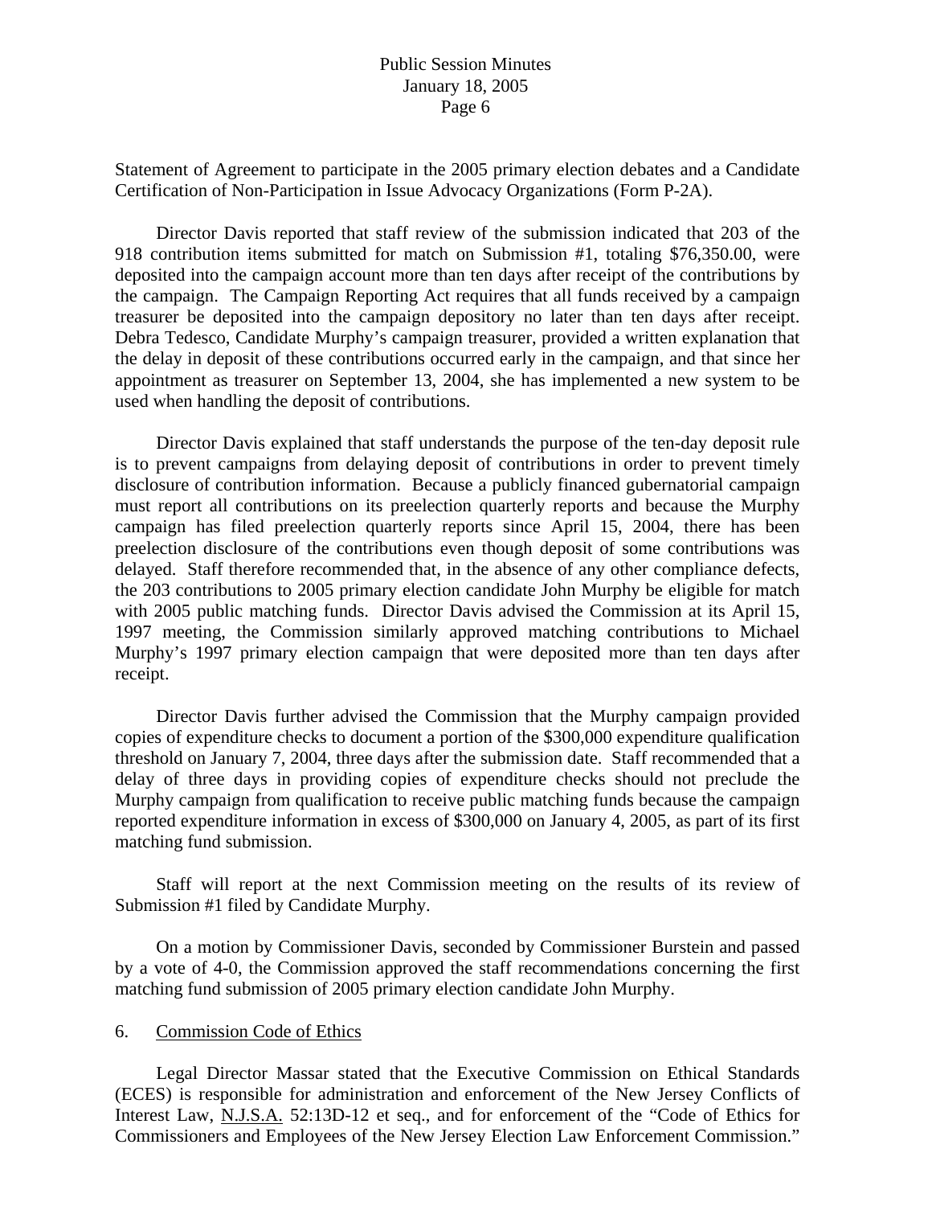Statement of Agreement to participate in the 2005 primary election debates and a Candidate Certification of Non-Participation in Issue Advocacy Organizations (Form P-2A).

Director Davis reported that staff review of the submission indicated that 203 of the 918 contribution items submitted for match on Submission #1, totaling $76,350.00, were deposited into the campaign account more than ten days after receipt of the contributions by the campaign. The Campaign Reporting Act requires that all funds received by a campaign treasurer be deposited into the campaign depository no later than ten days after receipt. Debra Tedesco, Candidate Murphy's campaign treasurer, provided a written explanation that the delay in deposit of these contributions occurred early in the campaign, and that since her appointment as treasurer on September 13, 2004, she has implemented a new system to be used when handling the deposit of contributions.

Director Davis explained that staff understands the purpose of the ten-day deposit rule is to prevent campaigns from delaying deposit of contributions in order to prevent timely disclosure of contribution information. Because a publicly financed gubernatorial campaign must report all contributions on its preelection quarterly reports and because the Murphy campaign has filed preelection quarterly reports since April 15, 2004, there has been preelection disclosure of the contributions even though deposit of some contributions was delayed. Staff therefore recommended that, in the absence of any other compliance defects, the 203 contributions to 2005 primary election candidate John Murphy be eligible for match with 2005 public matching funds. Director Davis advised the Commission at its April 15, 1997 meeting, the Commission similarly approved matching contributions to Michael Murphy's 1997 primary election campaign that were deposited more than ten days after receipt.

Director Davis further advised the Commission that the Murphy campaign provided copies of expenditure checks to document a portion of the $300,000 expenditure qualification threshold on January 7, 2004, three days after the submission date. Staff recommended that a delay of three days in providing copies of expenditure checks should not preclude the Murphy campaign from qualification to receive public matching funds because the campaign reported expenditure information in excess of $300,000 on January 4, 2005, as part of its first matching fund submission.

Staff will report at the next Commission meeting on the results of its review of Submission #1 filed by Candidate Murphy.

On a motion by Commissioner Davis, seconded by Commissioner Burstein and passed by a vote of 4-0, the Commission approved the staff recommendations concerning the first matching fund submission of 2005 primary election candidate John Murphy.

6. Commission Code of Ethics

Legal Director Massar stated that the Executive Commission on Ethical Standards (ECES) is responsible for administration and enforcement of the New Jersey Conflicts of Interest Law, N.J.S.A. 52:13D-12 et seq., and for enforcement of the "Code of Ethics for Commissioners and Employees of the New Jersey Election Law Enforcement Commission."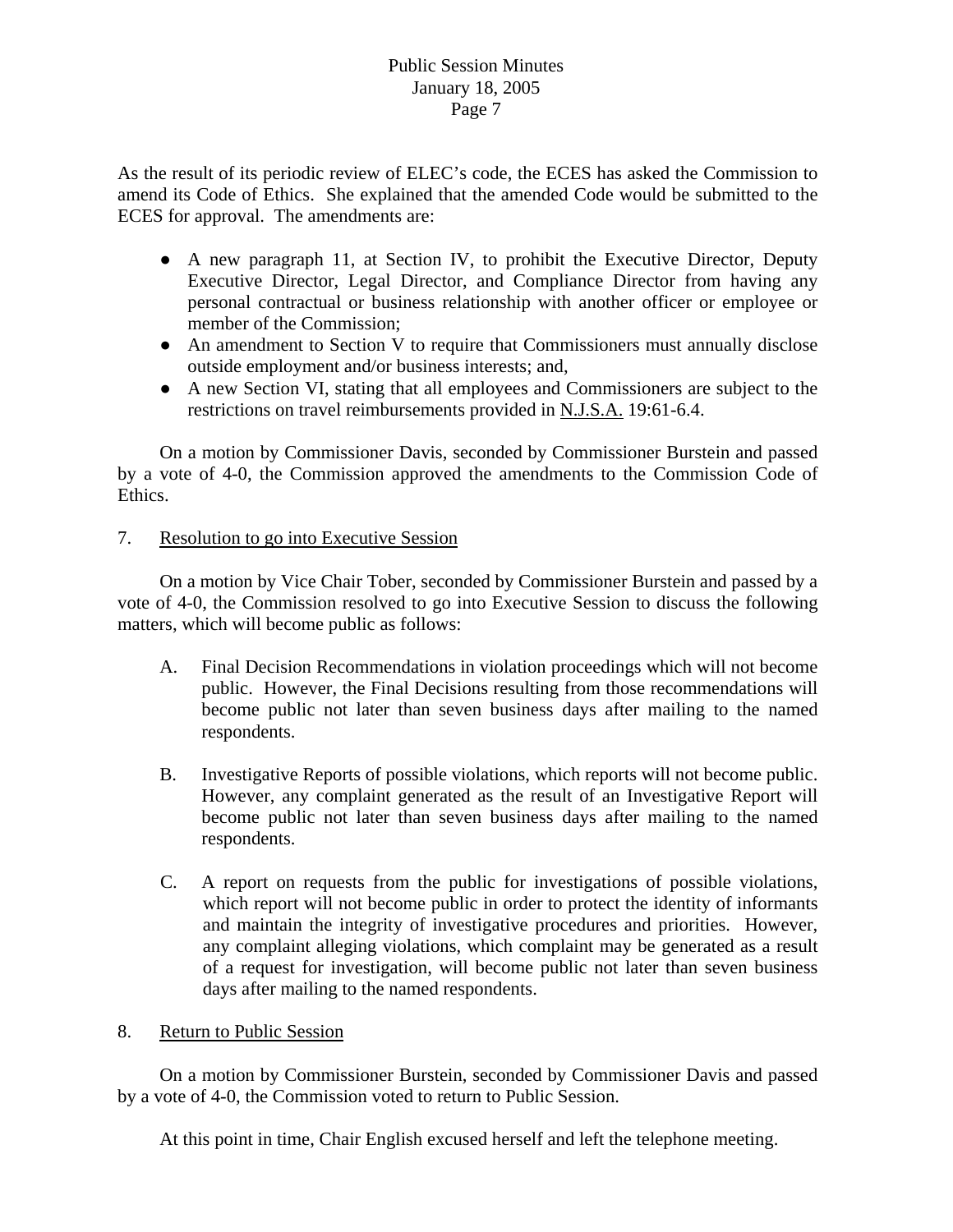As the result of its periodic review of ELEC's code, the ECES has asked the Commission to amend its Code of Ethics. She explained that the amended Code would be submitted to the ECES for approval. The amendments are:

- A new paragraph 11, at Section IV, to prohibit the Executive Director, Deputy Executive Director, Legal Director, and Compliance Director from having any personal contractual or business relationship with another officer or employee or member of the Commission;
- An amendment to Section V to require that Commissioners must annually disclose outside employment and/or business interests; and,
- A new Section VI, stating that all employees and Commissioners are subject to the restrictions on travel reimbursements provided in N.J.S.A. 19:61-6.4.

On a motion by Commissioner Davis, seconded by Commissioner Burstein and passed by a vote of 4-0, the Commission approved the amendments to the Commission Code of Ethics.

7. Resolution to go into Executive Session

On a motion by Vice Chair Tober, seconded by Commissioner Burstein and passed by a vote of 4-0, the Commission resolved to go into Executive Session to discuss the following matters, which will become public as follows:

A. Final Decision Recommendations in violation proceedings which will not become public. However, the Final Decisions resulting from those recommendations will become public not later than seven business days after mailing to the named respondents.

B. Investigative Reports of possible violations, which reports will not become public. However, any complaint generated as the result of an Investigative Report will become public not later than seven business days after mailing to the named respondents.

C. A report on requests from the public for investigations of possible violations, which report will not become public in order to protect the identity of informants and maintain the integrity of investigative procedures and priorities. However, any complaint alleging violations, which complaint may be generated as a result of a request for investigation, will become public not later than seven business days after mailing to the named respondents.

8. Return to Public Session

On a motion by Commissioner Burstein, seconded by Commissioner Davis and passed by a vote of 4-0, the Commission voted to return to Public Session.

At this point in time, Chair English excused herself and left the telephone meeting.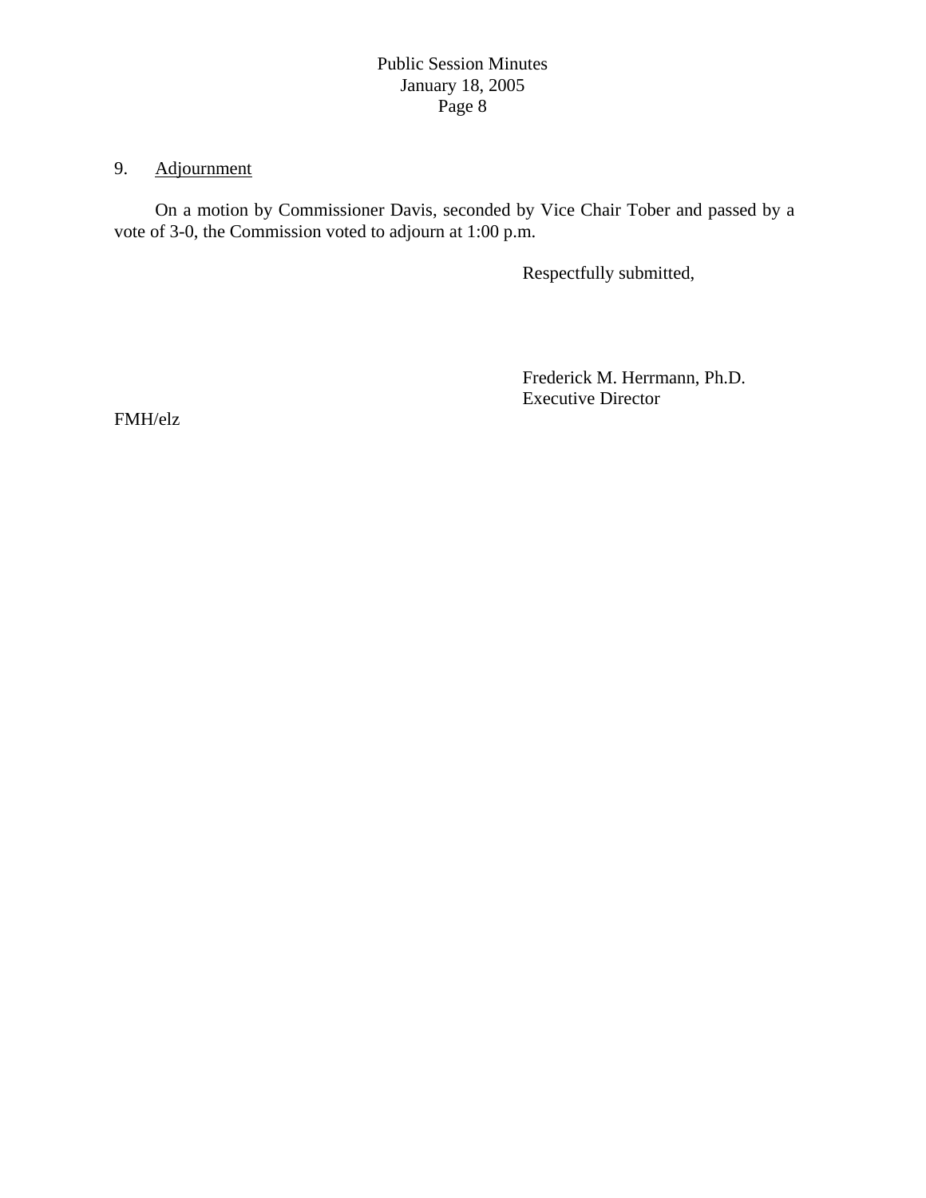9. <u>Adjournment</u>

On a motion by Commissioner Davis, seconded by Vice Chair Tober and passed by a vote of 3-0, the Commission voted to adjourn at 1:00 p.m.

Respectfully submitted,

Frederick M. Herrmann, Ph.D.
Executive Director

FMH/elz